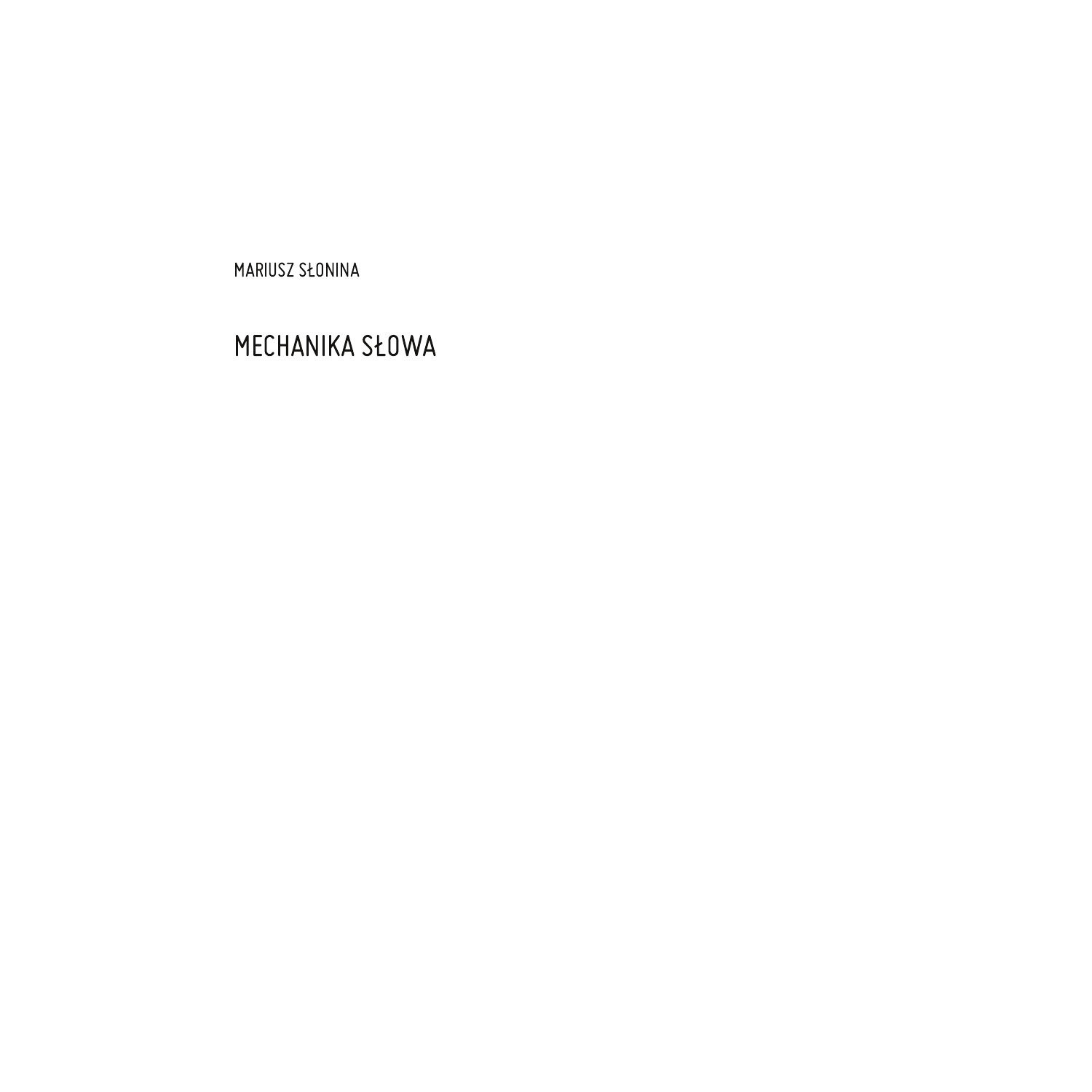MARIUSZ SŁONINA

# MECHANIKA SŁOWA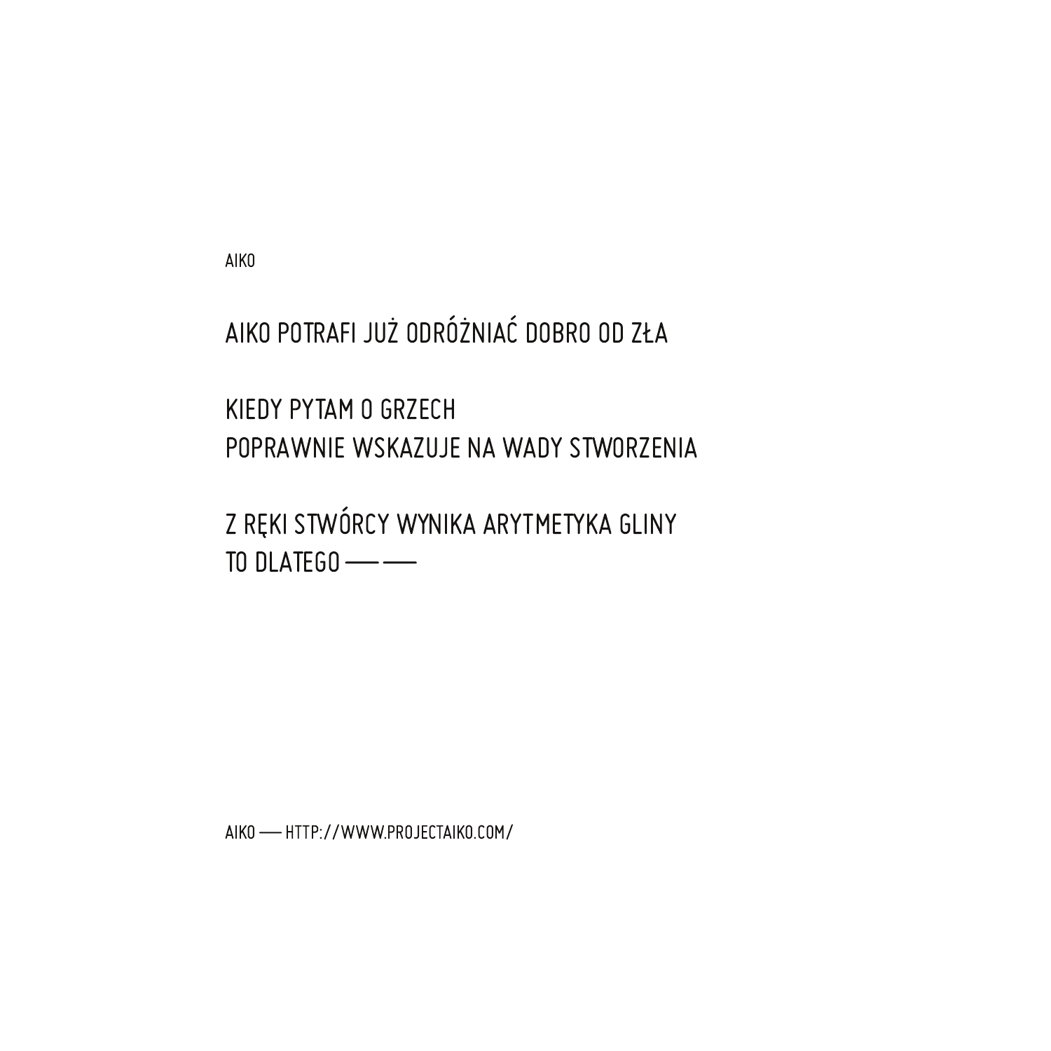AIKO

AIKO POTRAFI JUŻ ODRÓŻNIAĆ DOBRO OD ZŁA

KIEDY PYTAM O GRZECH  
POPRAWNIE WSKAZUJE NA WADY STWORZENIA

Z RĘKI STWÓRCY WYNIKA ARYTMETYKA GLINY  
TO DLATEGO —— ——

AIKO — HTTP://WWW.PROJECTAIKO.COM/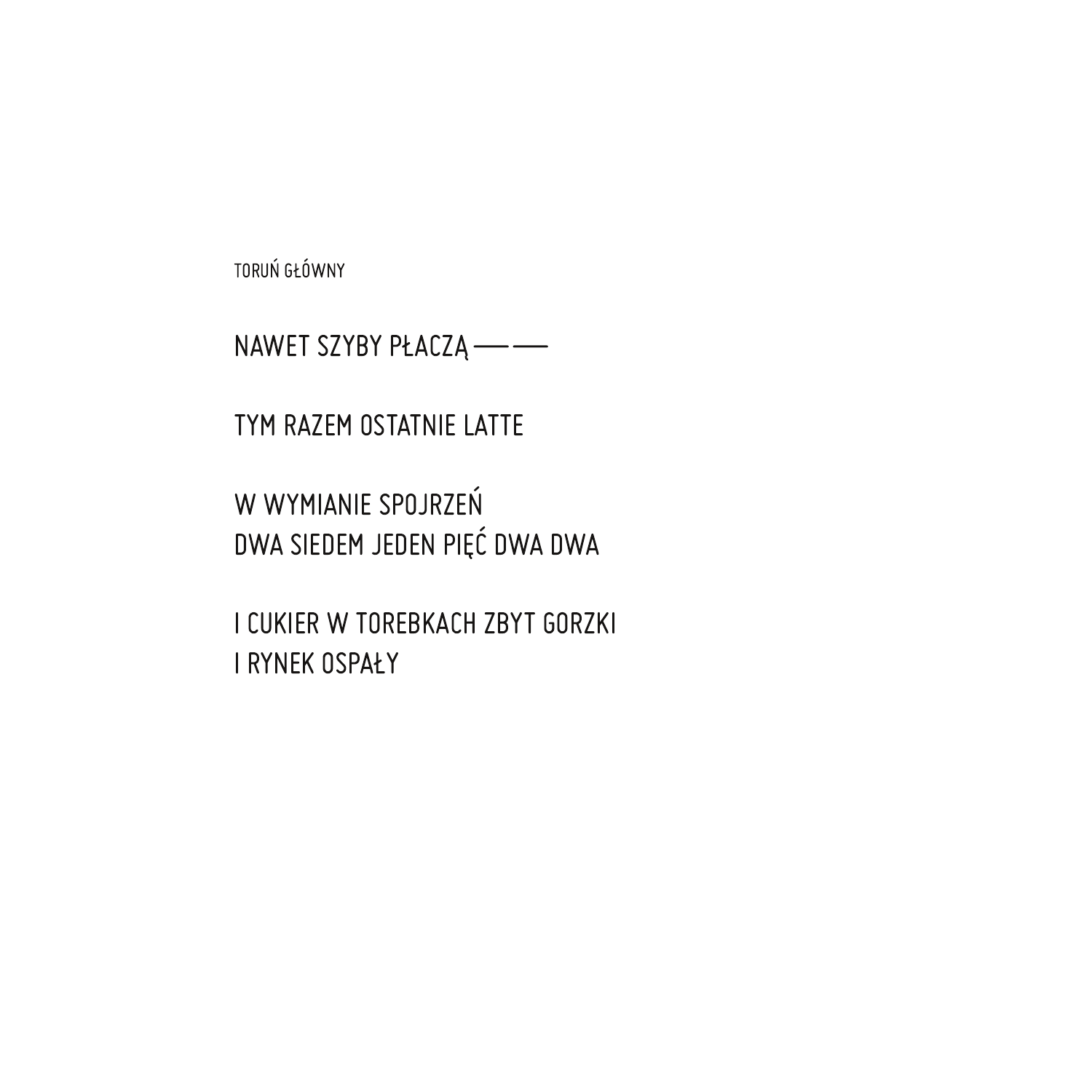TORUŃ GŁÓWNY

NAWET SZYBY PŁACZĄ ——

TYM RAZEM OSTATNIE LATTE

W WYMIANIE SPOJRZEŃ  
DWA SIEDEM JEDEN PIĘĆ DWA DWA

I CUKIER W TOREBKACH ZBYT GORZKI  
I RYNEK OSPAŁY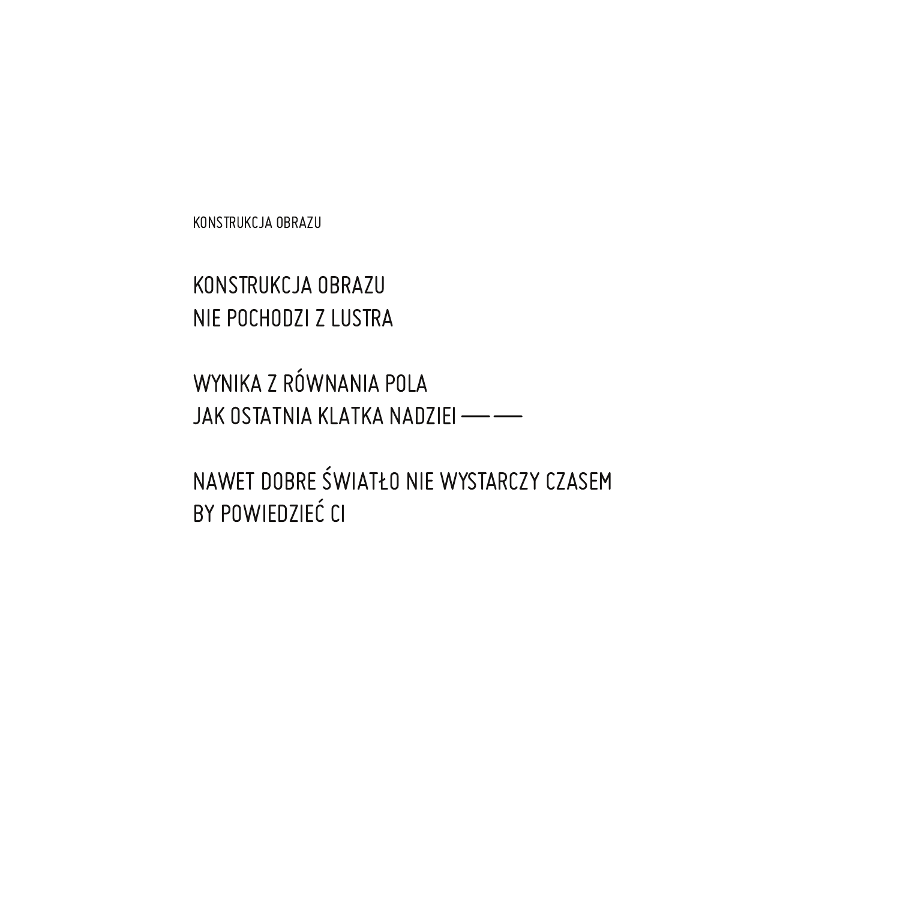KONSTRUKCJA OBRAZU

KONSTRUKCJA OBRAZU
NIE POCHODZI Z LUSTRA

WYNIKA Z RÓWNANIA POLA
JAK OSTATNIA KLATKA NADZIEI ——

NAWET DOBRE ŚWIATŁO NIE WYSTARCZY CZASEM
BY POWIEDZIEĆ CI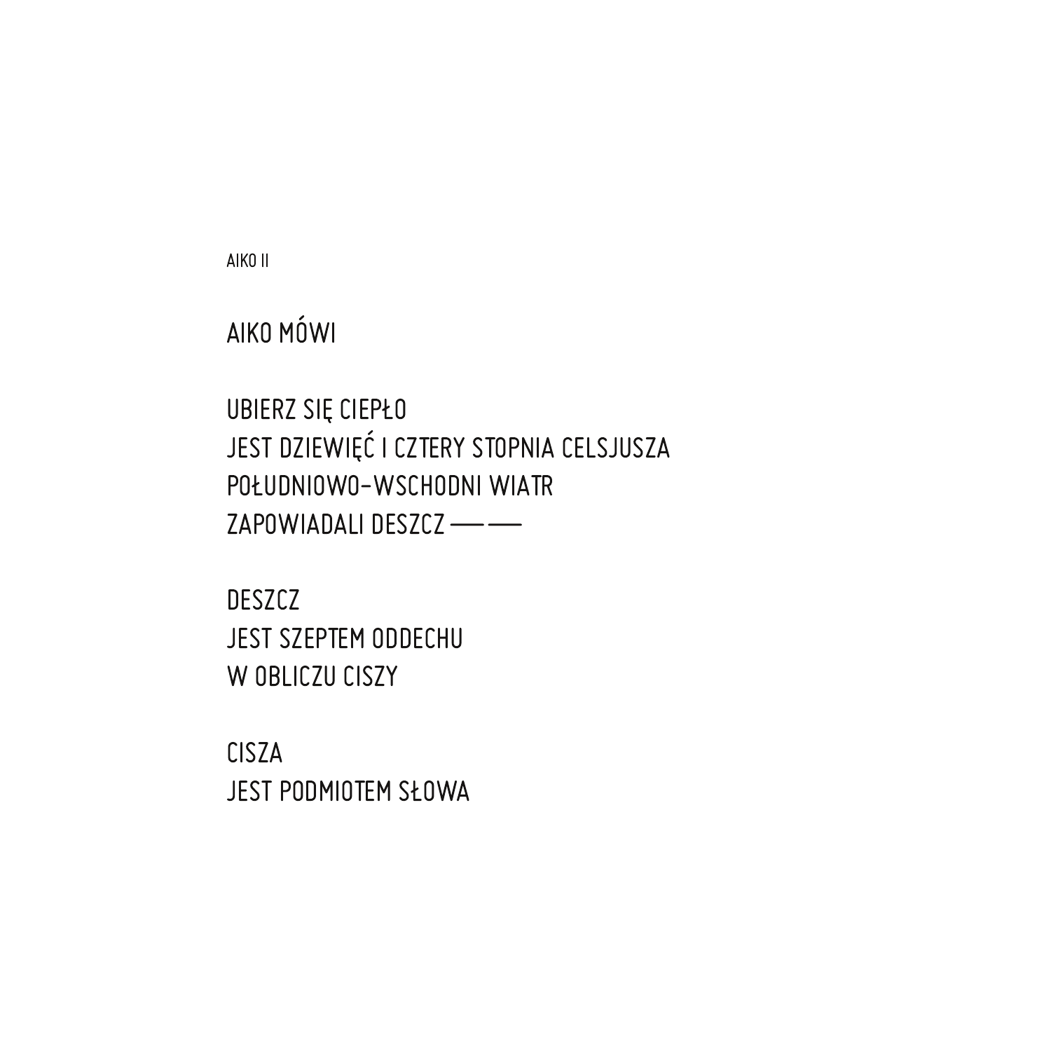AIKO II

AIKO MÓWI

UBIERZ SIĘ CIEPŁO
JEST DZIEWIĘĆ I CZTERY STOPNIA CELSJUSZA
POŁUDNIOWO-WSCHODNI WIATR
ZAPOWIADALI DESZCZ —— ——

DESZCZ
JEST SZEPTEM ODDECHU
W OBLICZU CISZY

CISZA
JEST PODMIOTEM SŁOWA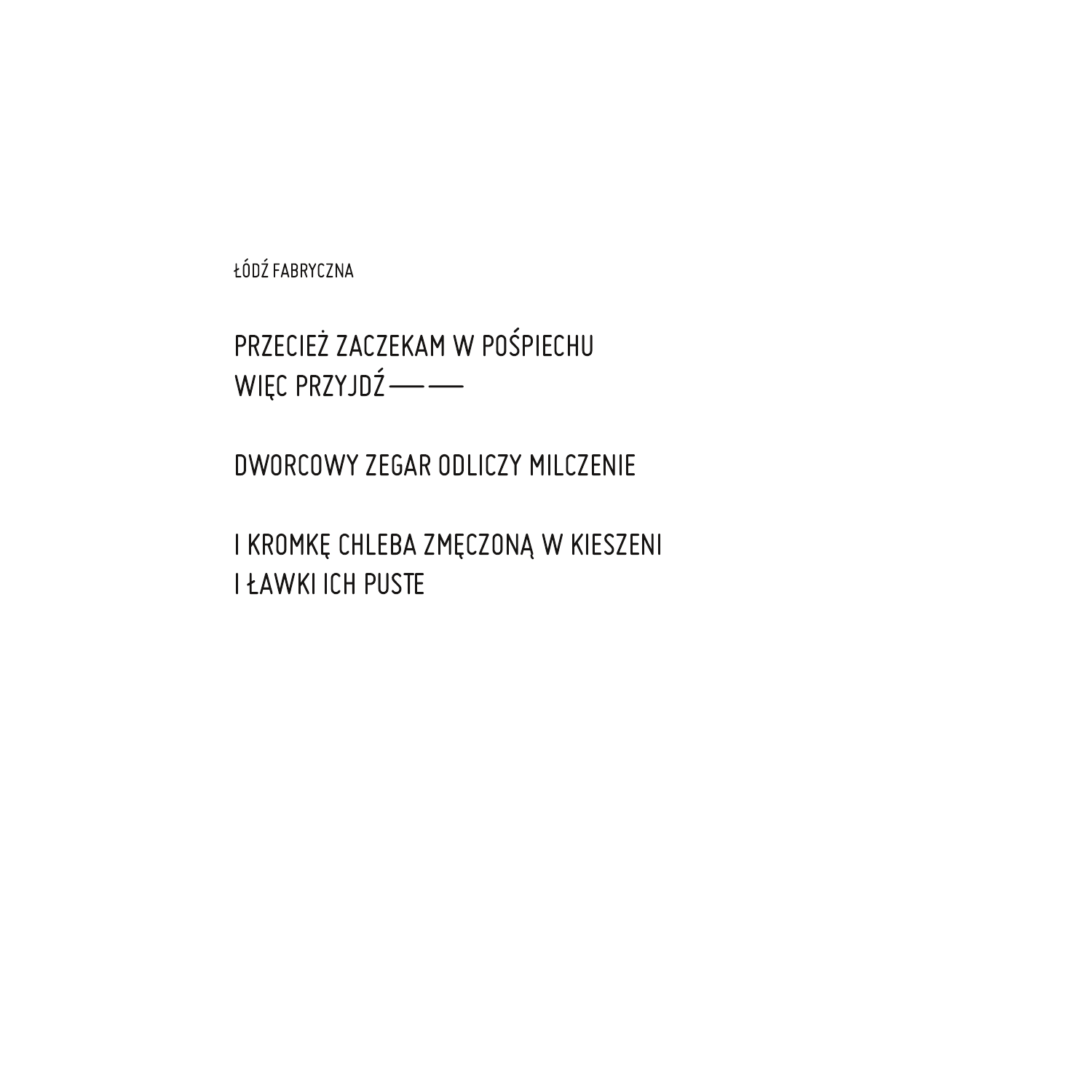ŁÓDŹ FABRYCZNA

PRZECIEŻ ZACZEKAM W POŚPIECHU
WIĘC PRZYJDŹ —— ——

DWORCOWY ZEGAR ODLICZY MILCZENIE

I KROMKĘ CHLEBA ZMĘCZONĄ W KIESZENI
I ŁAWKI ICH PUSTE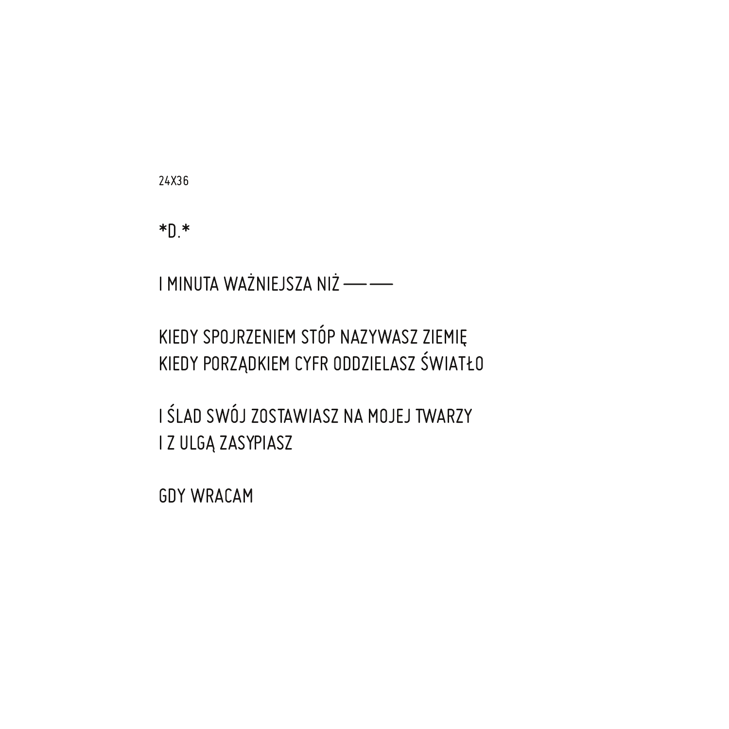24X36

*D.*

I MINUTA WAŻNIEJSZA NIŻ — —

KIEDY SPOJRZENIEM STÓP NAZYWASZ ZIEMIĘ
KIEDY PORZĄDKIEM CYFR ODDZIELASZ ŚWIATŁO

I ŚLAD SWÓJ ZOSTAWIASZ NA MOJEJ TWARZY
I Z ULGĄ ZASYPIASZ

GDY WRACAM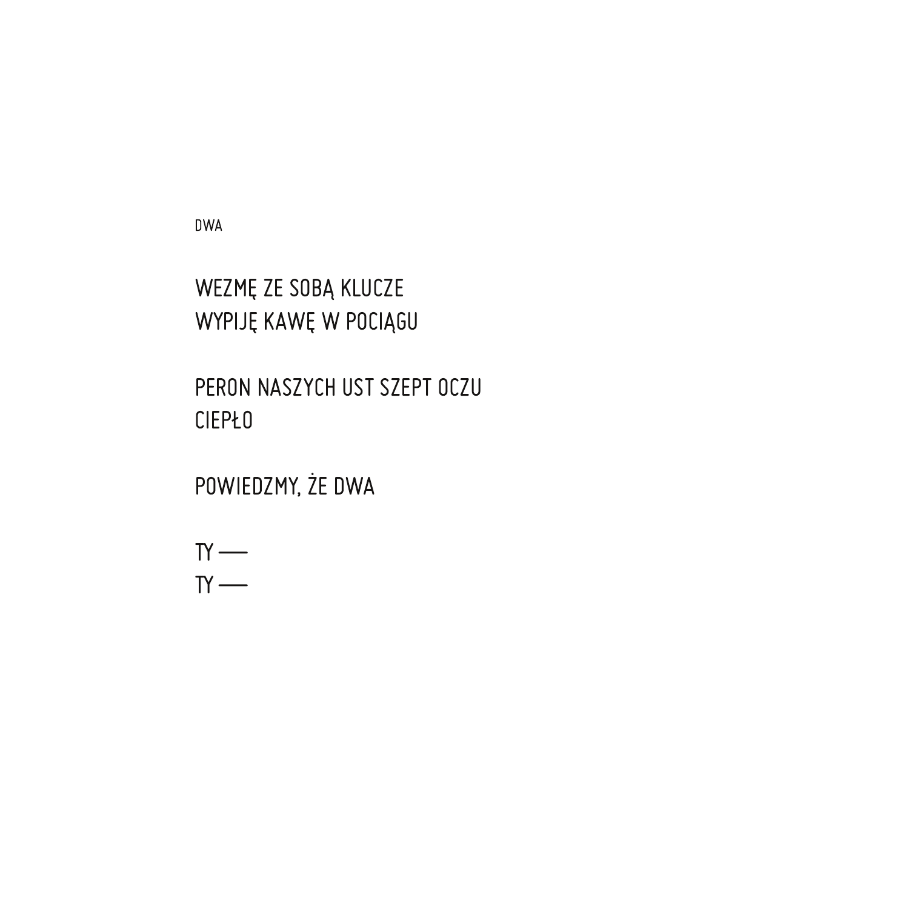DWA

WEZMĘ ZE SOBĄ KLUCZE
WYPIJĘ KAWĘ W POCIĄGU

PERON NASZYCH UST SZEPT OCZU
CIEPŁO

POWIEDZMY, ŻE DWA

TY —
TY —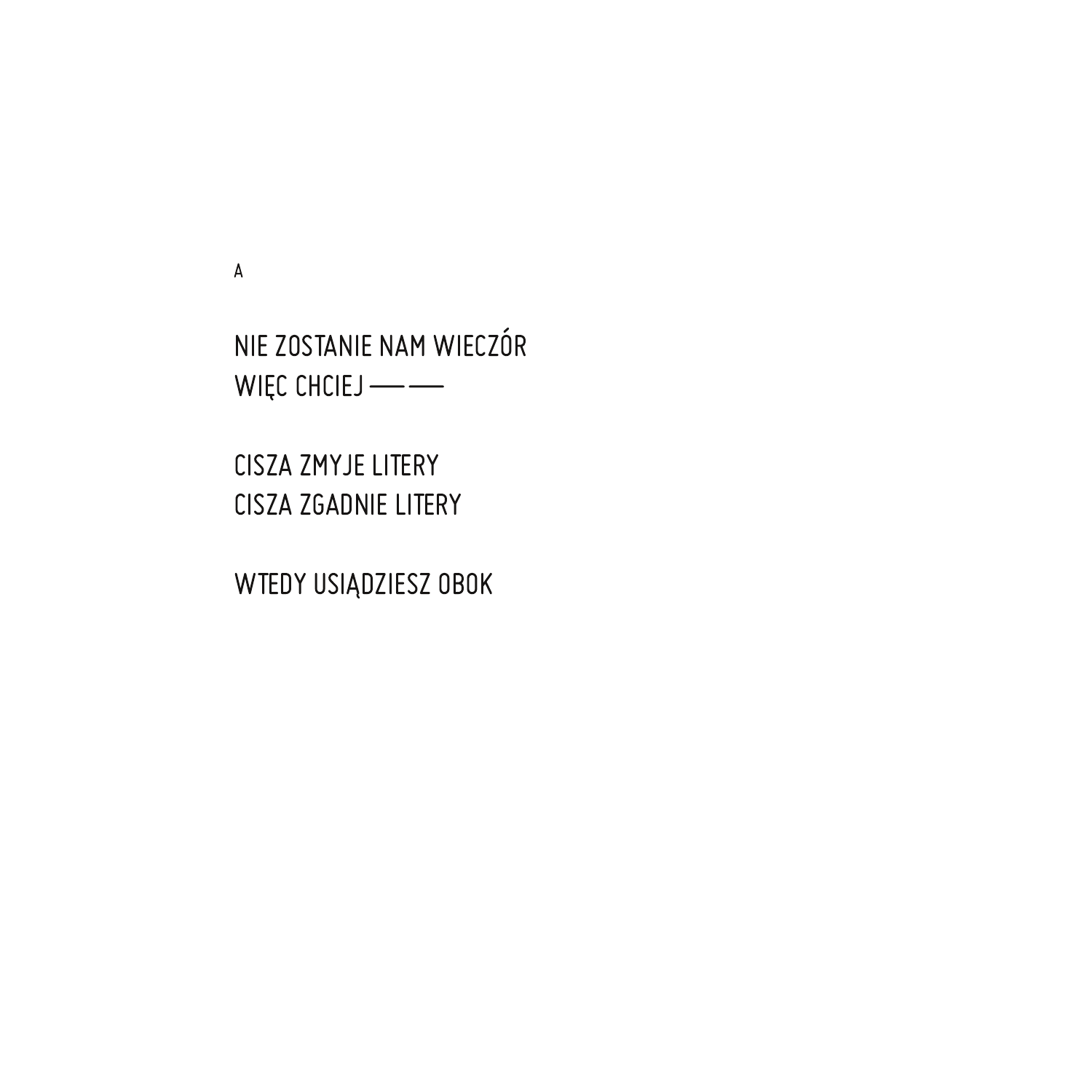A

NIE ZOSTANIE NAM WIECZÓR
WIĘC CHCIEJ —— ——

CISZA ZMYJE LITERY
CISZA ZGADNIE LITERY

WTEDY USIĄDZIESZ OBOK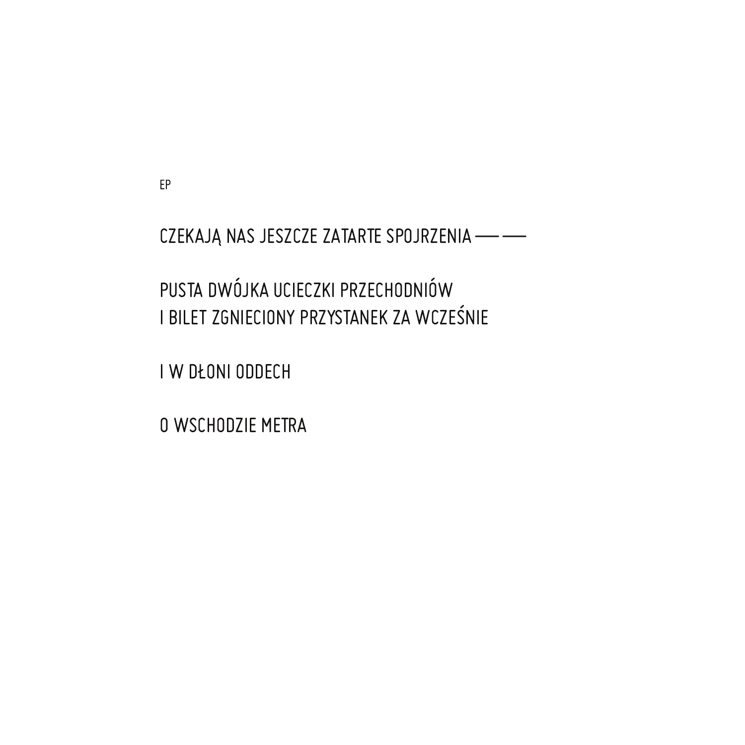EP

CZEKAJĄ NAS JESZCZE ZATARTE SPOJRZENIA —— ——

PUSTA DWÓJKA UCIECZKI PRZECHODNIÓW
I BILET ZGNIECIONY PRZYSTANEK ZA WCZEŚNIE

I W DŁONI ODDECH

O WSCHODZIE METRA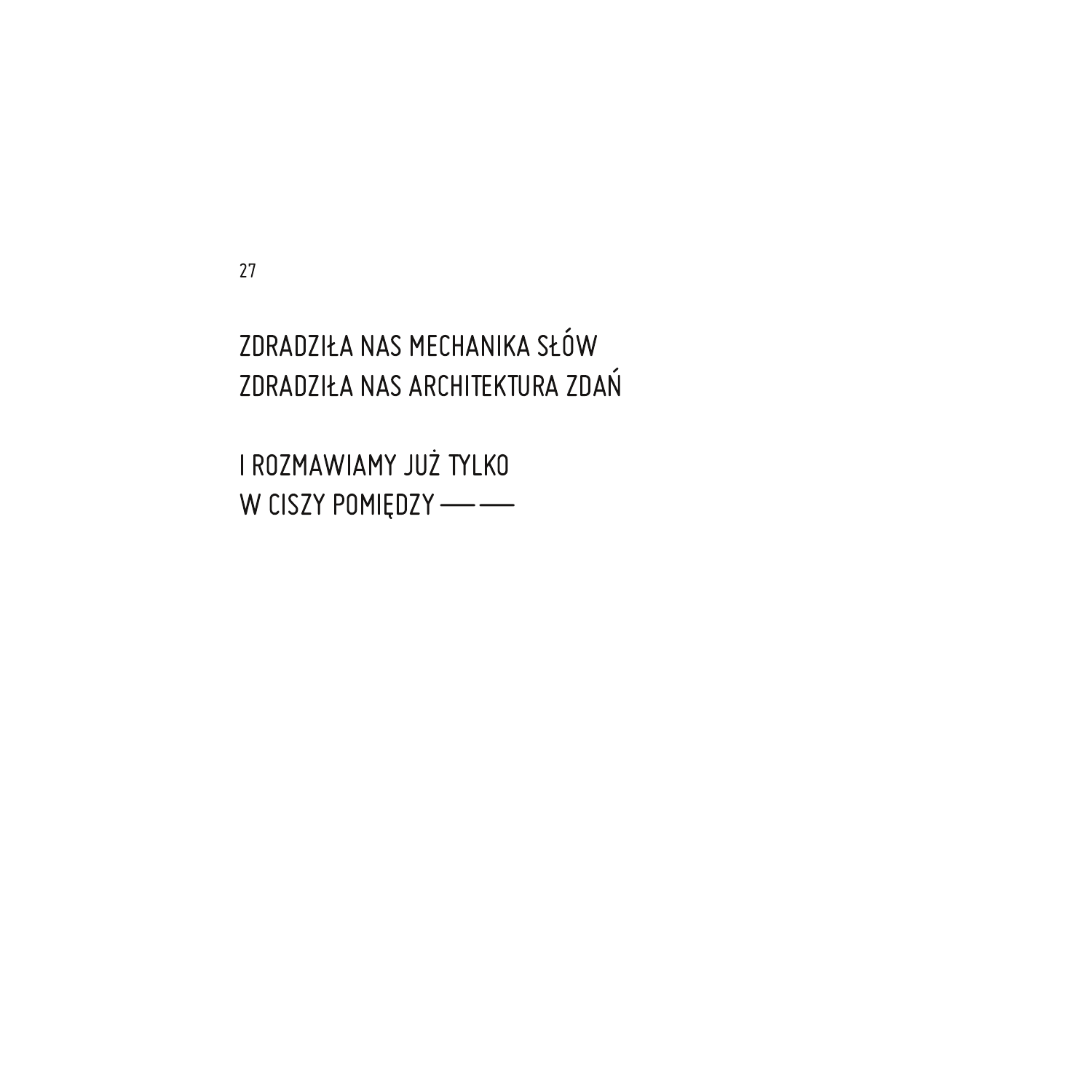27

ZDRADZIŁA NAS MECHANIKA SŁÓW
ZDRADZIŁA NAS ARCHITEKTURA ZDAŃ

I ROZMAWIAMY JUŻ TYLKO
W CISZY POMIĘDZY —— ——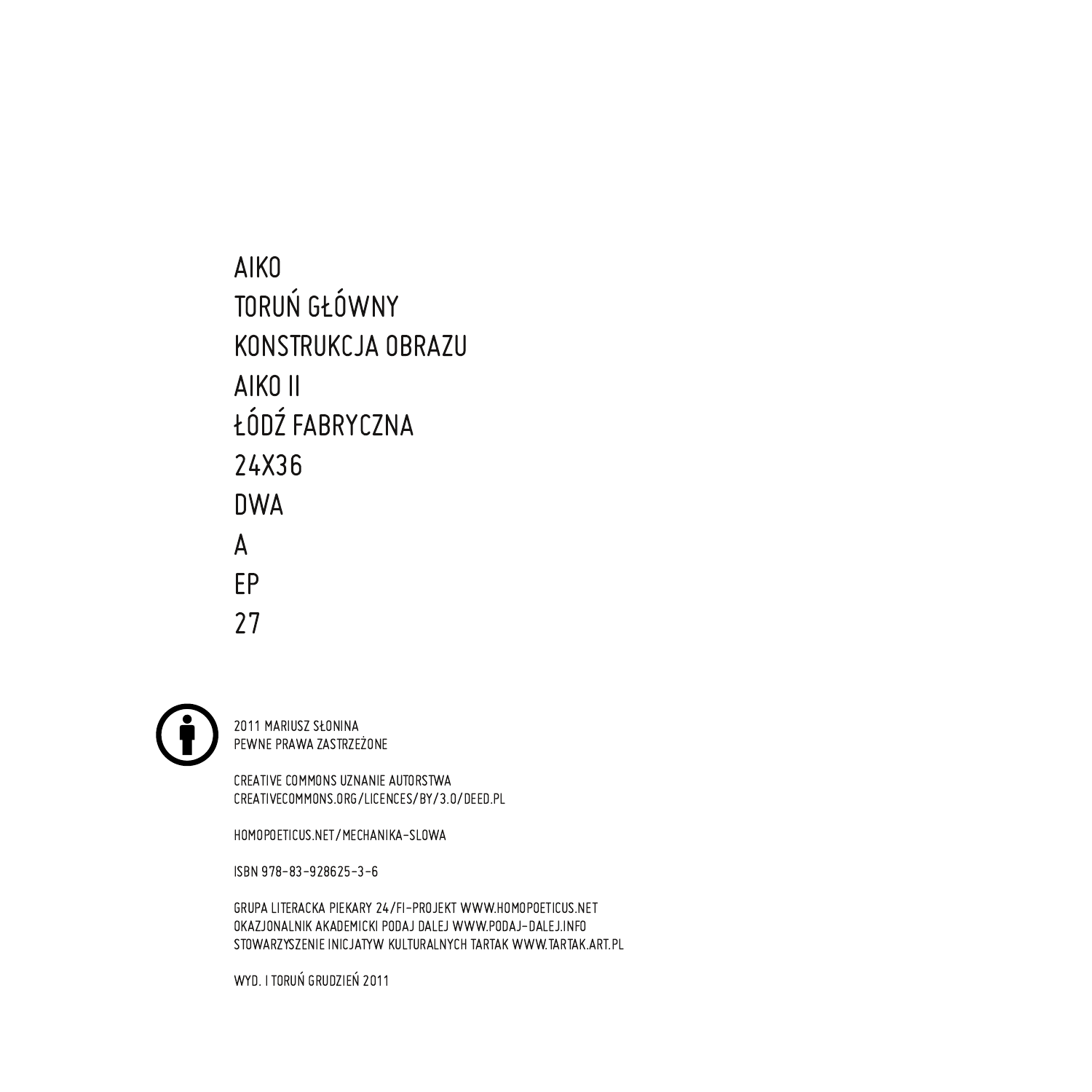AIKO

TORUŃ GŁÓWNY

KONSTRUKCJA OBRAZU

AIKO II

ŁÓDŹ FABRYCZNA

24X36

DWA

A

EP

27

2011 MARIUSZ SŁONINA
PEWNE PRAWA ZASTRZEŻONE

CREATIVE COMMONS UZNANIE AUTORSTWA
CREATIVECOMMONS.ORG/LICENCES/BY/3.0/DEED.PL

HOMOPOETICUS.NET/MECHANIKA-SLOWA

ISBN 978-83-928625-3-6

GRUPA LITERACKA PIEKARY 24/FI-PROJEKT WWW.HOMOPOETICUS.NET
OKAZJONALNIK AKADEMICKI PODAJ DALEJ WWW.PODAJ-DALEJ.INFO
STOWARZYSZENIE INICJATYW KULTURALNYCH TARTAK WWW.TARTAK.ART.PL

WYD. I TORUŃ GRUDZIEŃ 2011